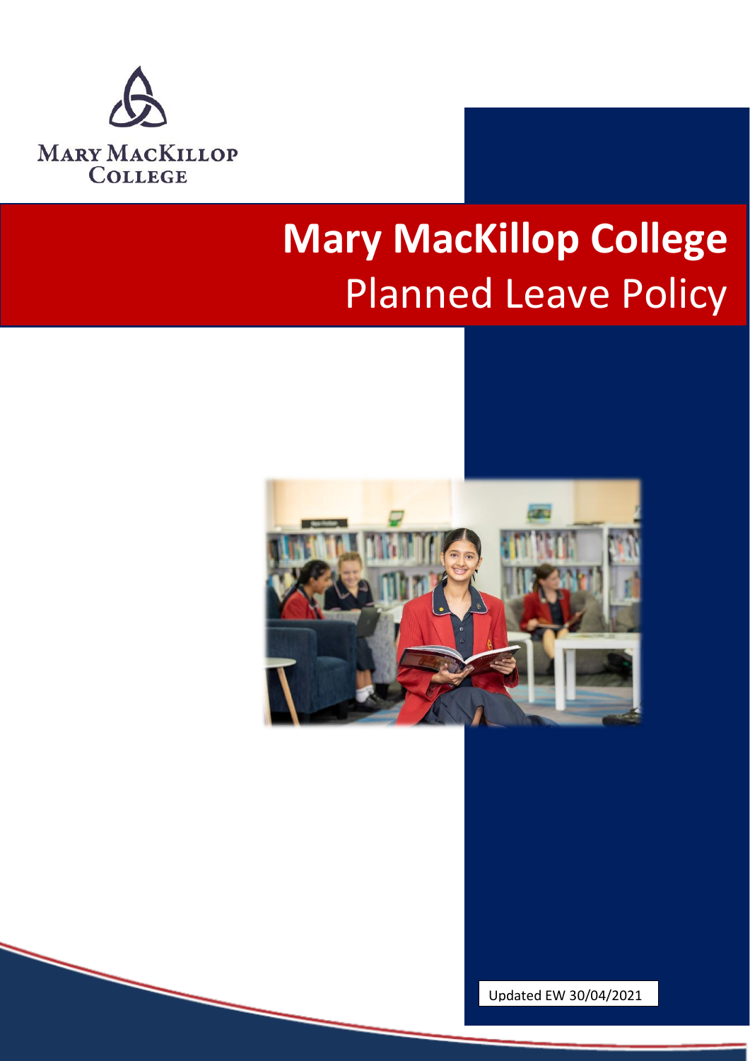MARY MACKILLOP COLLEGE

# Mary MacKillop College

## Planned Leave Policy

Updated EW 30/04/2021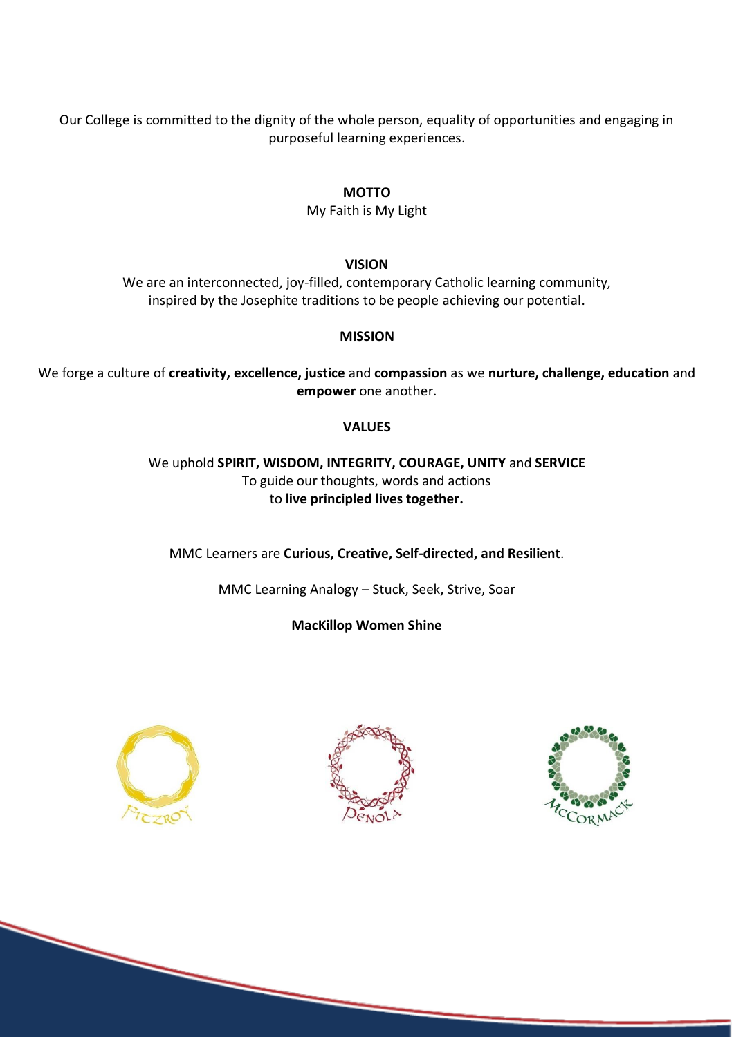Our College is committed to the dignity of the whole person, equality of opportunities and engaging in purposeful learning experiences.

**MOTTO**

My Faith is My Light

**VISION**

We are an interconnected, joy-filled, contemporary Catholic learning community, inspired by the Josephite traditions to be people achieving our potential.

**MISSION**

We forge a culture of **creativity, excellence, justice** and **compassion** as we **nurture, challenge, education** and **empower** one another.

**VALUES**

We uphold **SPIRIT, WISDOM, INTEGRITY, COURAGE, UNITY** and **SERVICE**
To guide our thoughts, words and actions
to **live principled lives together.**

MMC Learners are **Curious, Creative, Self-directed, and Resilient**.

MMC Learning Analogy – Stuck, Seek, Strive, Soar

**MacKillop Women Shine**

FITZROY

PENOLA

MCCORMACK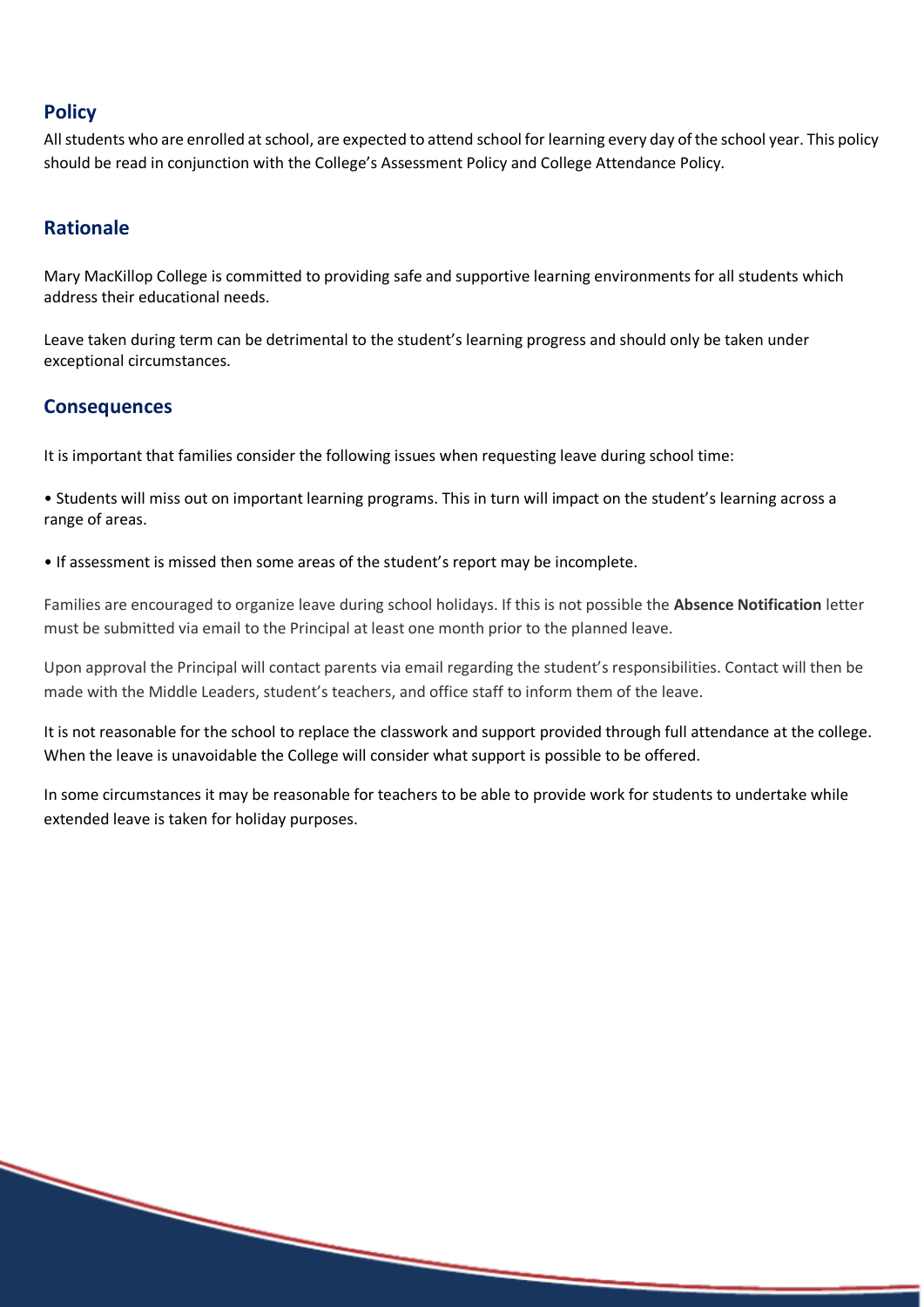## Policy

All students who are enrolled at school, are expected to attend school for learning every day of the school year. This policy should be read in conjunction with the College's Assessment Policy and College Attendance Policy.

## Rationale

Mary MacKillop College is committed to providing safe and supportive learning environments for all students which address their educational needs.

Leave taken during term can be detrimental to the student's learning progress and should only be taken under exceptional circumstances.

## Consequences

It is important that families consider the following issues when requesting leave during school time:

- Students will miss out on important learning programs. This in turn will impact on the student's learning across a range of areas.
- If assessment is missed then some areas of the student's report may be incomplete.

Families are encouraged to organize leave during school holidays. If this is not possible the **Absence Notification** letter must be submitted via email to the Principal at least one month prior to the planned leave.

Upon approval the Principal will contact parents via email regarding the student's responsibilities. Contact will then be made with the Middle Leaders, student's teachers, and office staff to inform them of the leave.

It is not reasonable for the school to replace the classwork and support provided through full attendance at the college. When the leave is unavoidable the College will consider what support is possible to be offered.

In some circumstances it may be reasonable for teachers to be able to provide work for students to undertake while extended leave is taken for holiday purposes.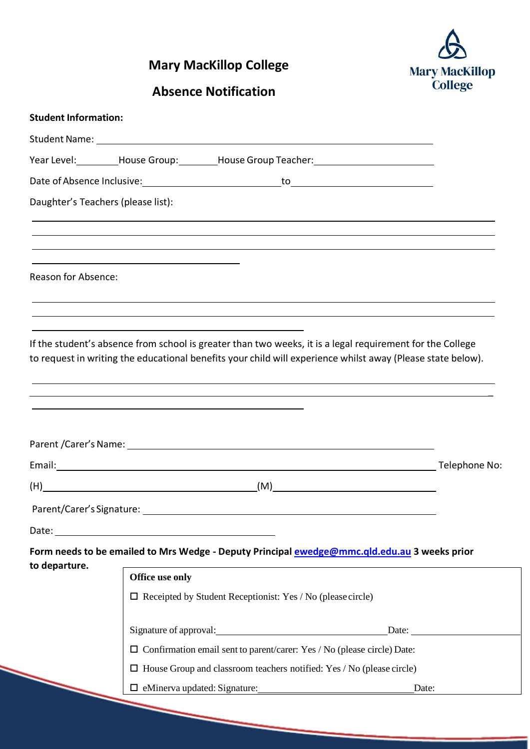# Mary MacKillop College

## Absence Notification

**Student Information:**

Student Name: ______________________________________________

Year Level: ________ House Group: ________ House Group Teacher: ______________________

Date of Absence Inclusive: __________________________ to __________________________

Daughter's Teachers (please list):

______________________________________________

______________________________________________

______________________________________________

______________________________

Reason for Absence:

______________________________________________

______________________________________________

______________________________

If the student's absence from school is greater than two weeks, it is a legal requirement for the College to request in writing the educational benefits your child will experience whilst away (Please state below).

______________________________________________

______________________________________________

______________________________

Parent /Carer's Name: ______________________________________________

Email: ______________________________________________ Telephone No:

(H) ______________________________ (M) ______________________________

Parent/Carer's Signature: ______________________________________________

Date: ______________________________

**Form needs to be emailed to Mrs Wedge - Deputy Principal [ewedge@mmc.qld.edu.au](mailto:ewedge@mmc.qld.edu.au) 3 weeks prior to departure.**

**Office use only**

☐ Receipted by Student Receptionist: Yes / No (please circle)

Signature of approval: ______________________________ Date: ____________________

☐ Confirmation email sent to parent/carer: Yes / No (please circle) Date:

☐ House Group and classroom teachers notified: Yes / No (please circle)

☐ eMinerva updated: Signature: ______________________________ Date: